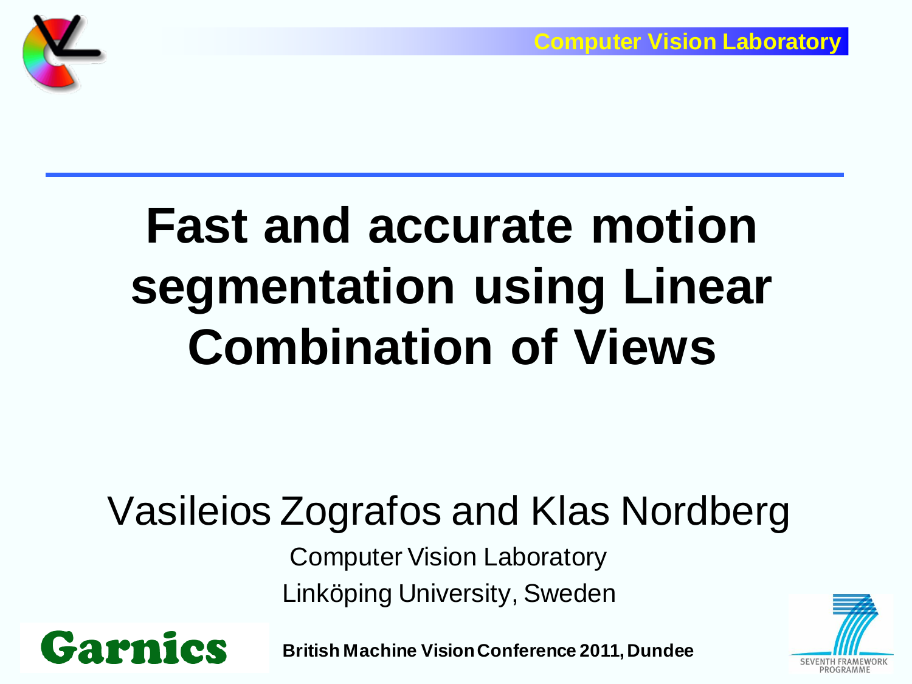# Fast and accurate motion segmentation using Linear Combination of Views

Vasileios Zografos and Klas Nordberg

Computer Vision Laboratory

Linköping University, Sweden

**British Machine Vision Conference 2011, Dundee**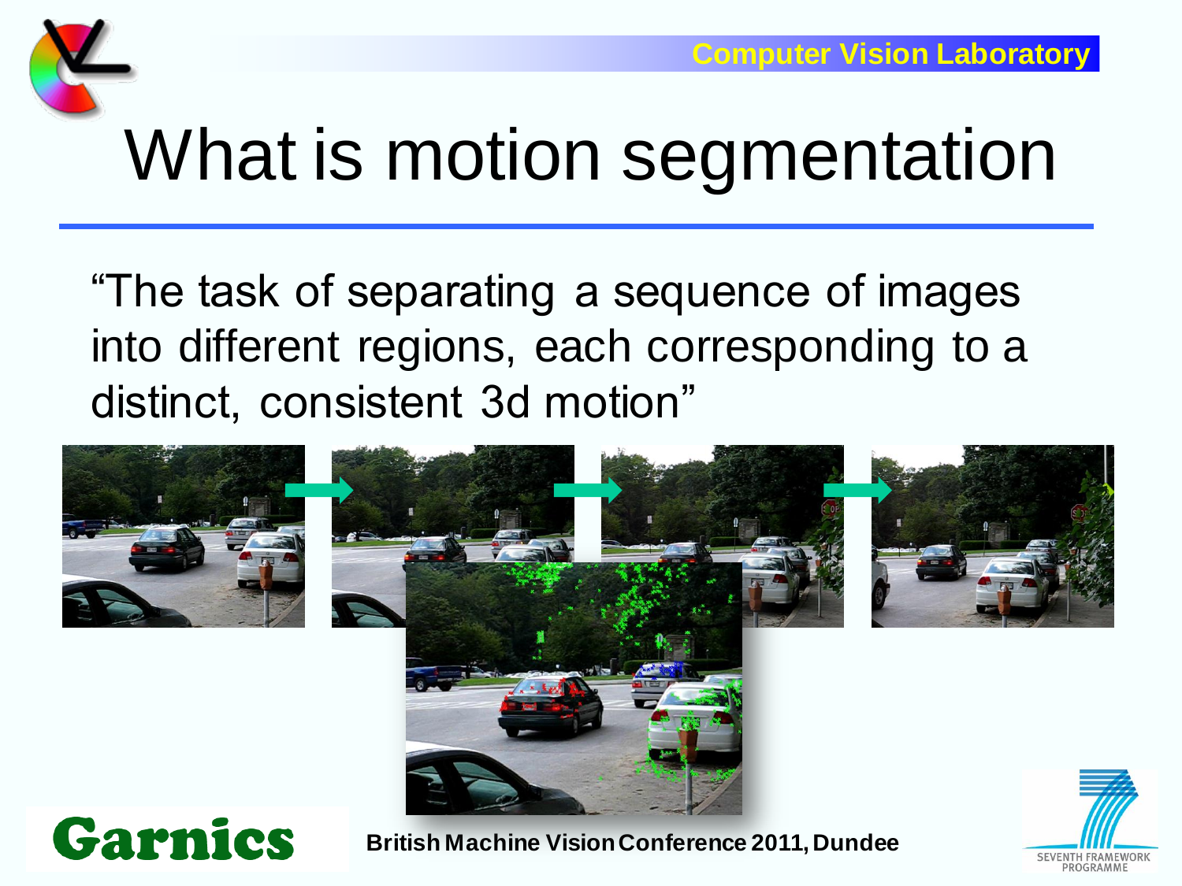# What is motion segmentation

"The task of separating a sequence of images into different regions, each corresponding to a distinct, consistent 3d motion"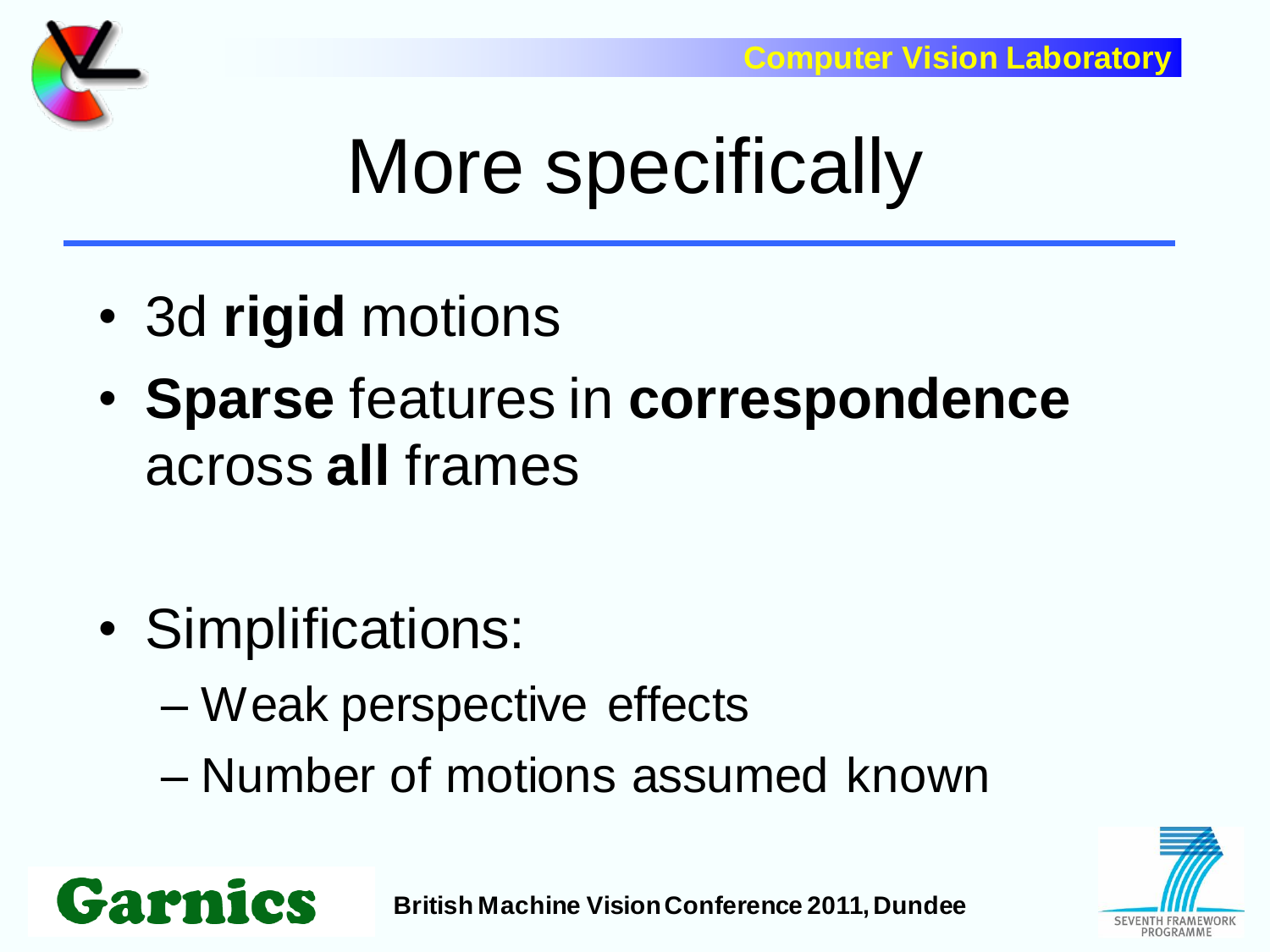# More specifically

- 3d **rigid** motions
- **Sparse** features in **correspondence** across **all** frames

- Simplifications:
  - Weak perspective effects
  - Number of motions assumed known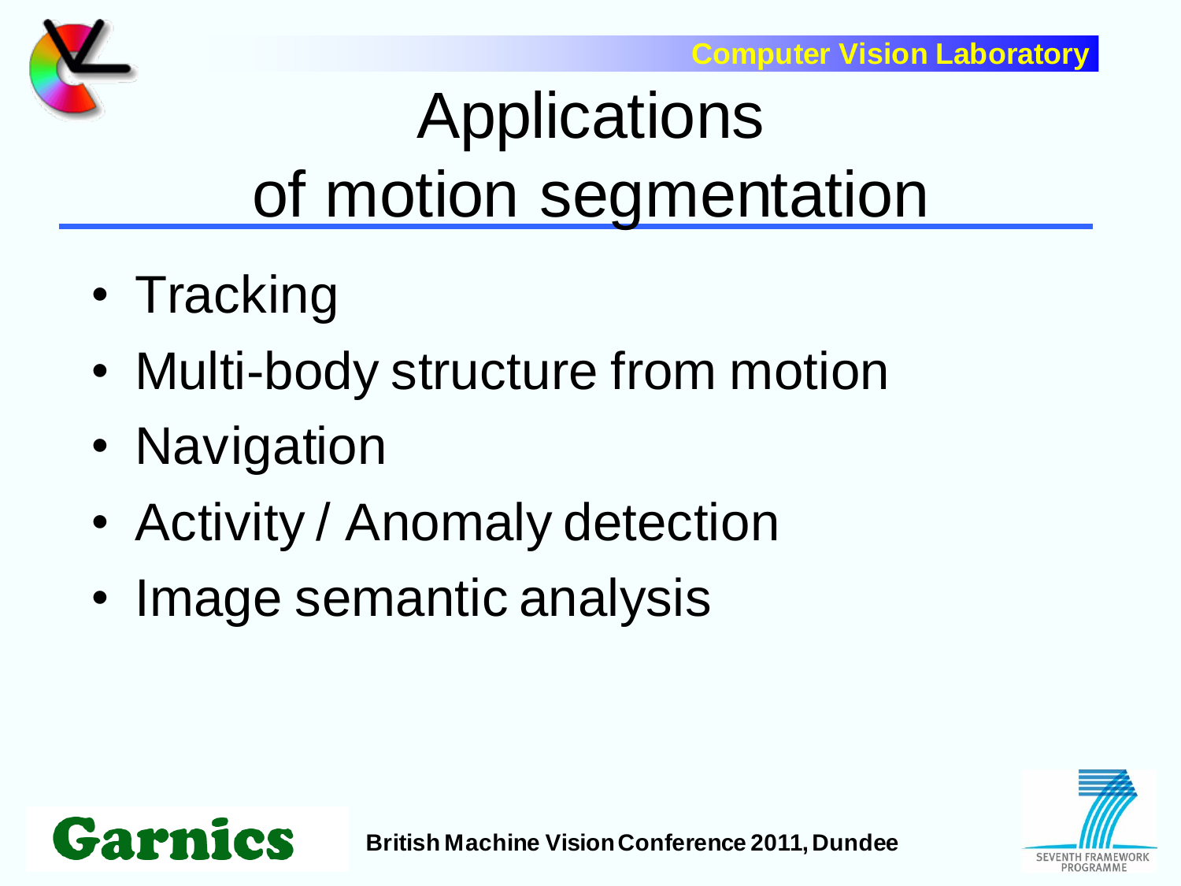# Applications of motion segmentation

- Tracking
- Multi-body structure from motion
- Navigation
- Activity / Anomaly detection
- Image semantic analysis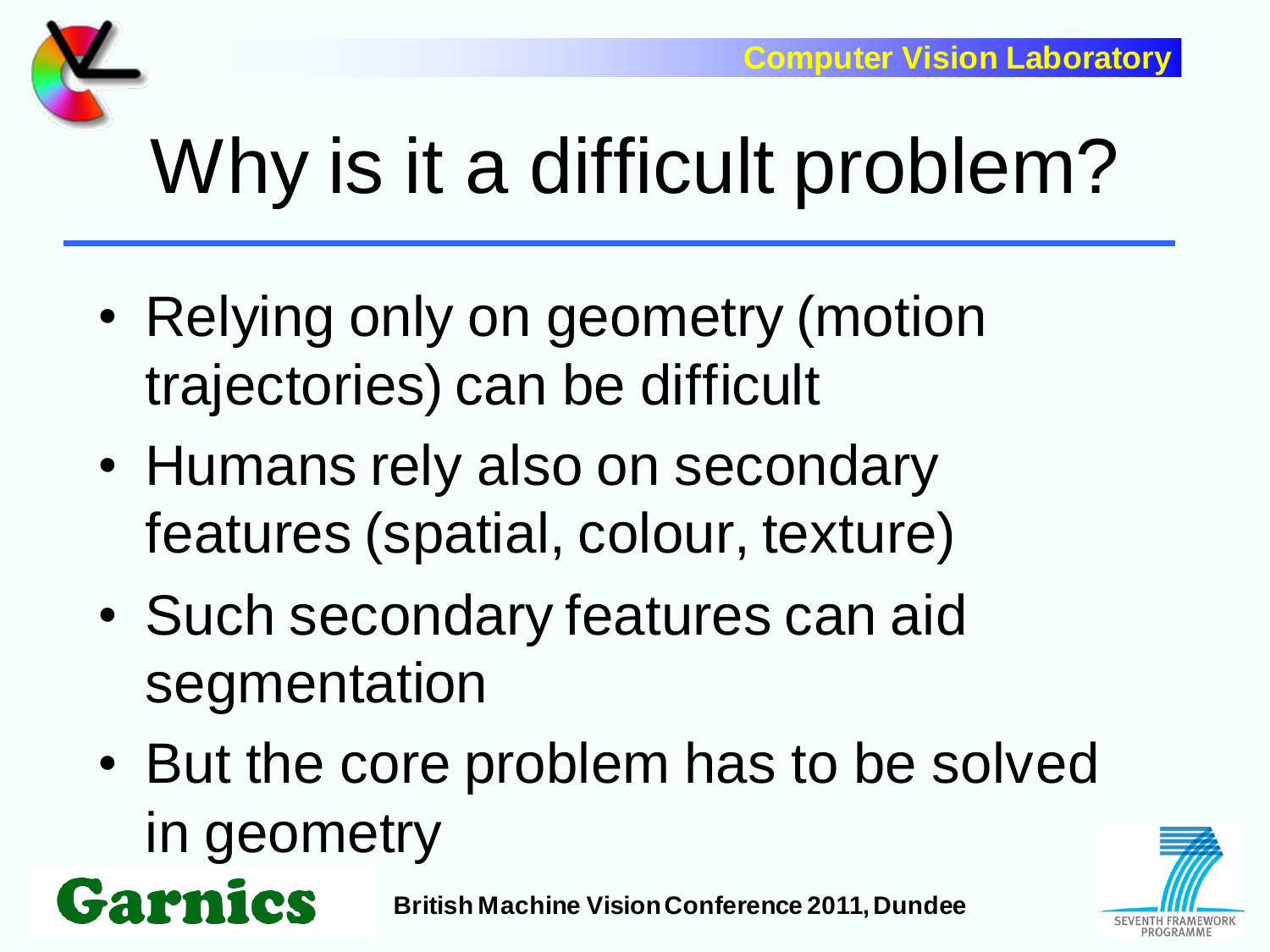# Why is it a difficult problem?

- Relying only on geometry (motion trajectories) can be difficult
- Humans rely also on secondary features (spatial, colour, texture)
- Such secondary features can aid segmentation
- But the core problem has to be solved in geometry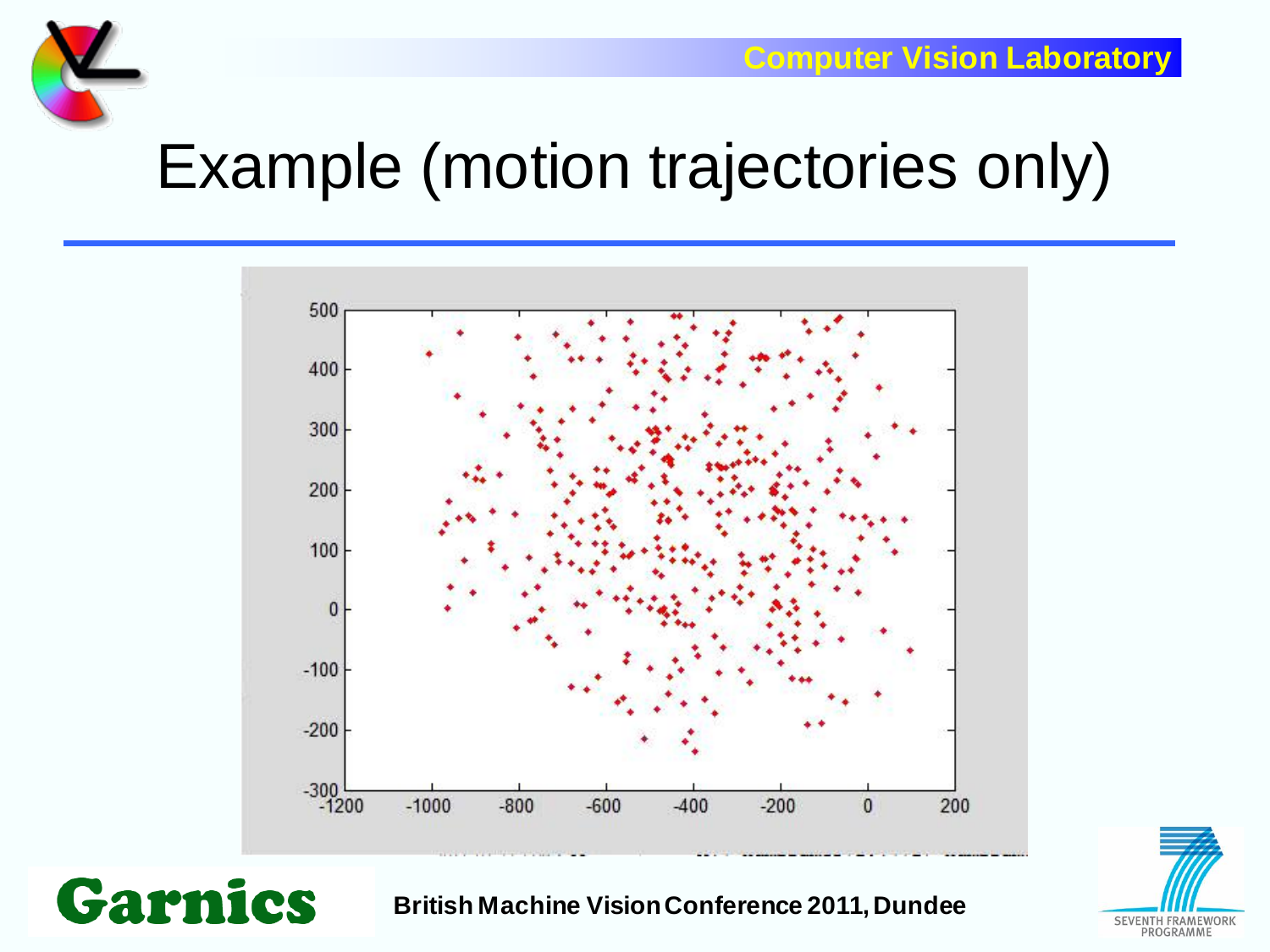# Example (motion trajectories only)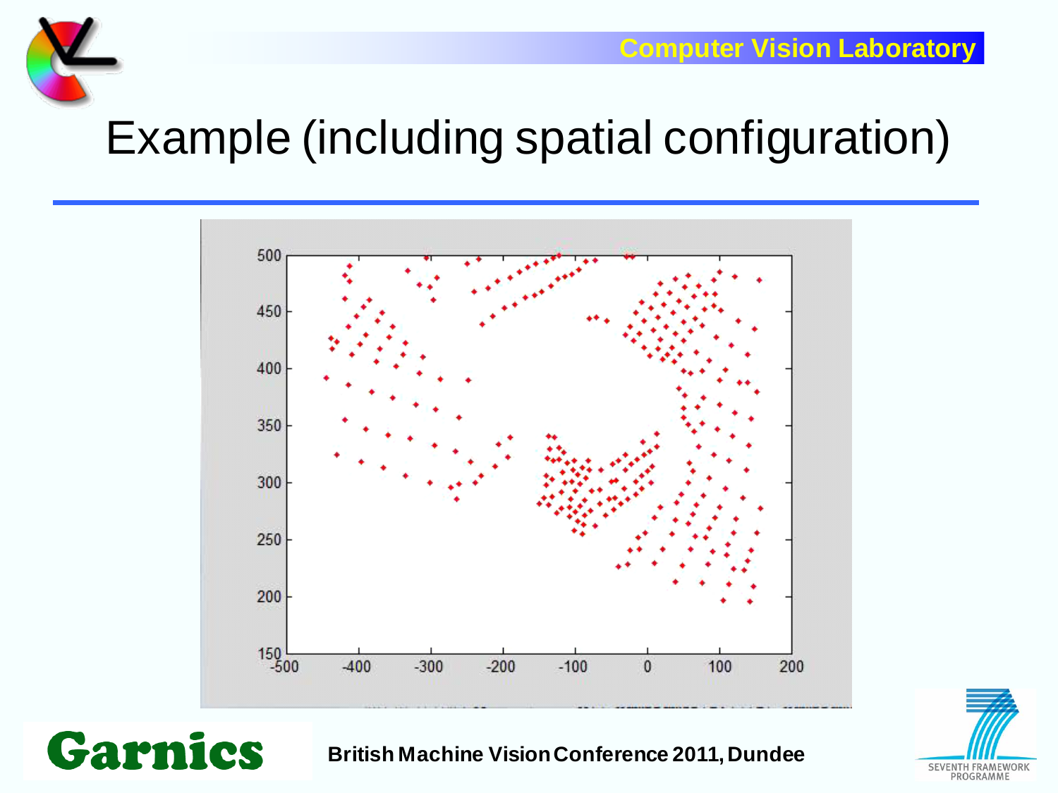# Example (including spatial configuration)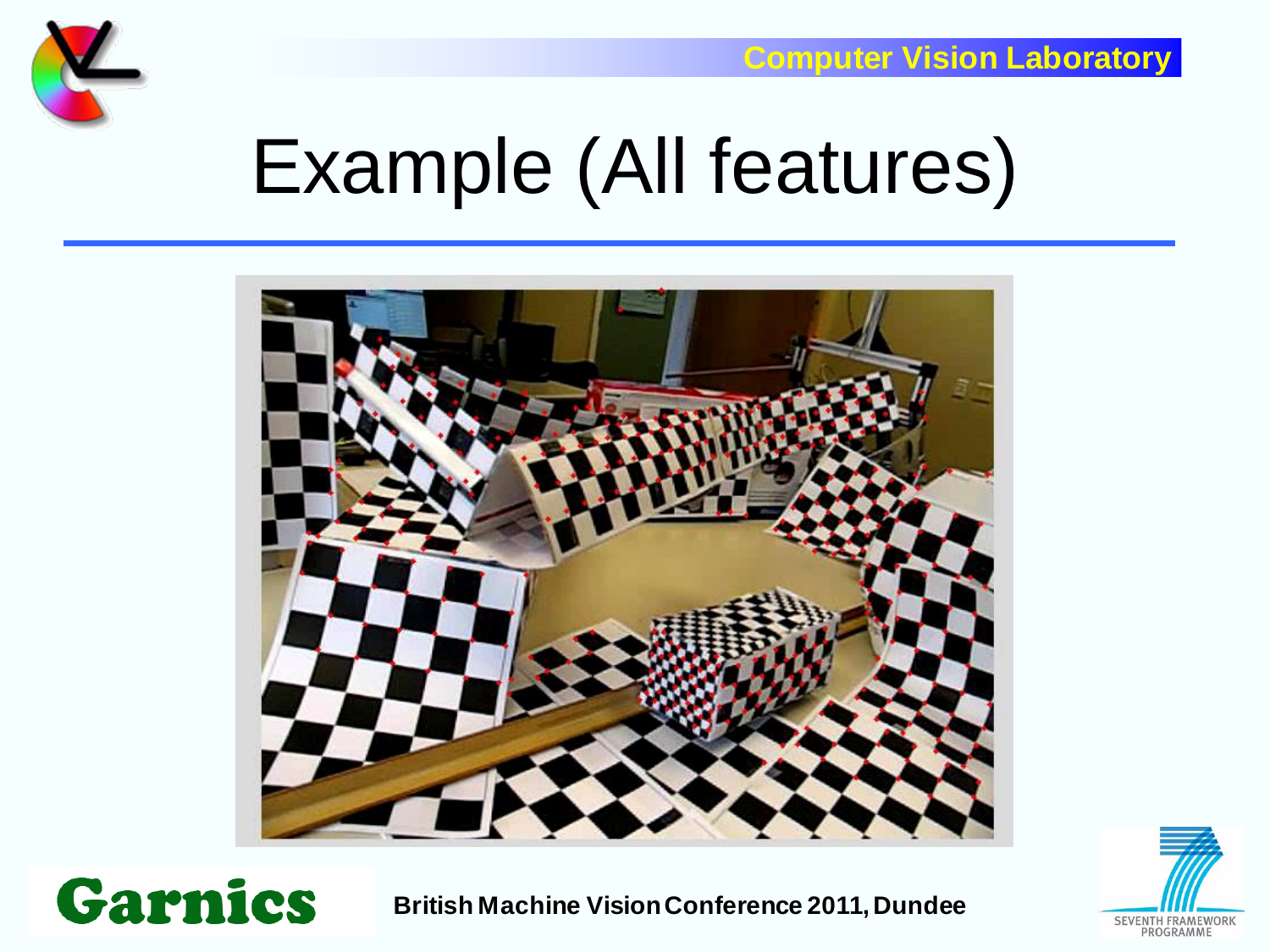# Example (All features)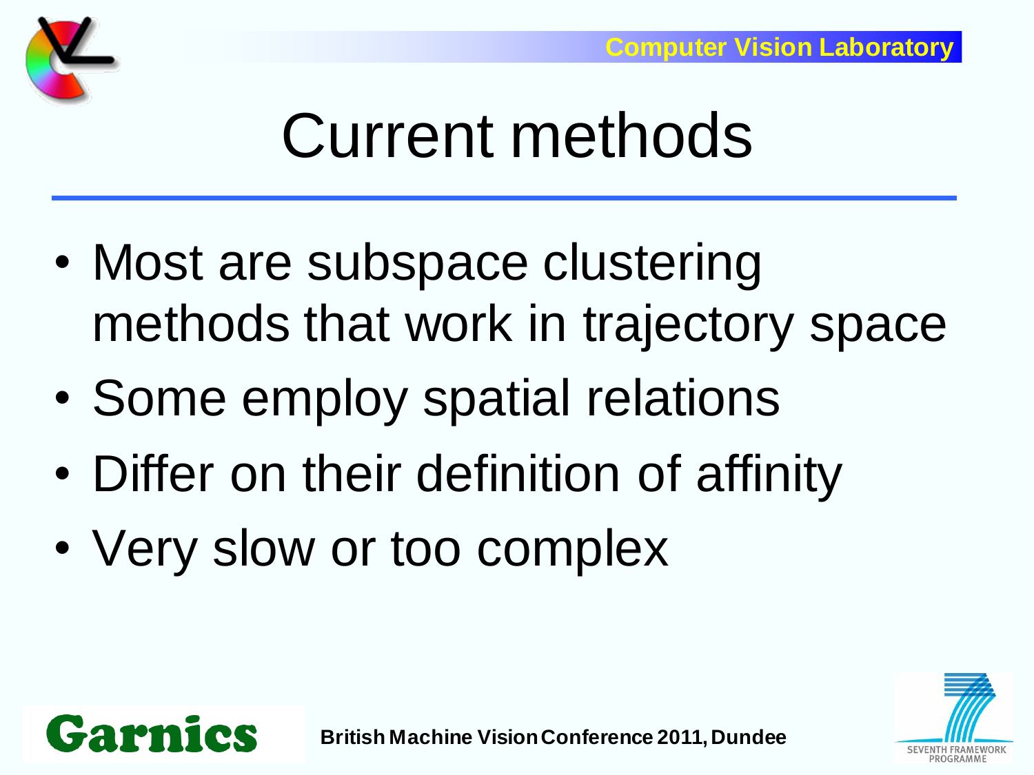# Current methods

- Most are subspace clustering methods that work in trajectory space
- Some employ spatial relations
- Differ on their definition of affinity
- Very slow or too complex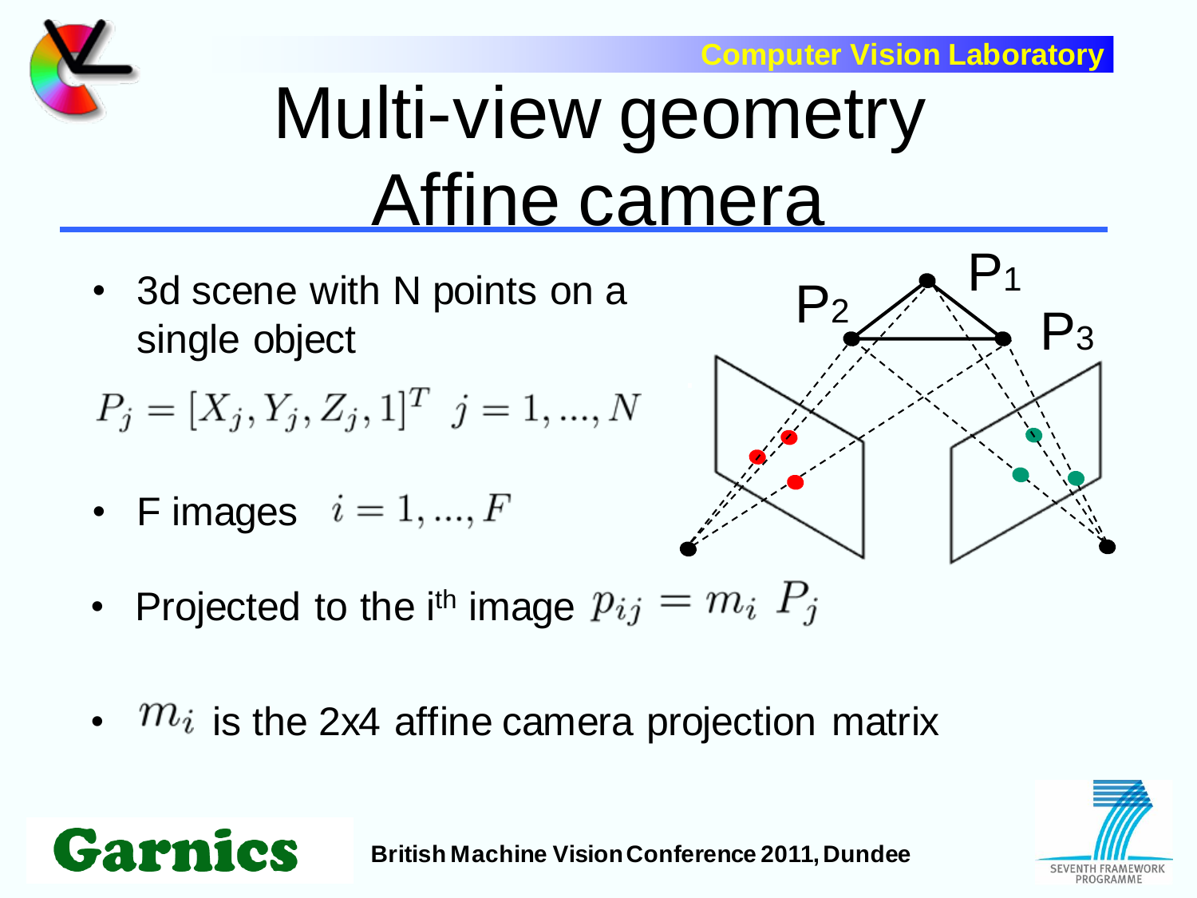# Multi-view geometry
# Affine camera

- 3d scene with N points on a single object

$$P_j = [X_j, Y_j, Z_j, 1]^T \quad j = 1, ..., N$$

- F images $i = 1, ..., F$
- Projected to the i[th] image $p_{ij} = m_i \; P_j$
- $m_i$ is the 2x4 affine camera projection matrix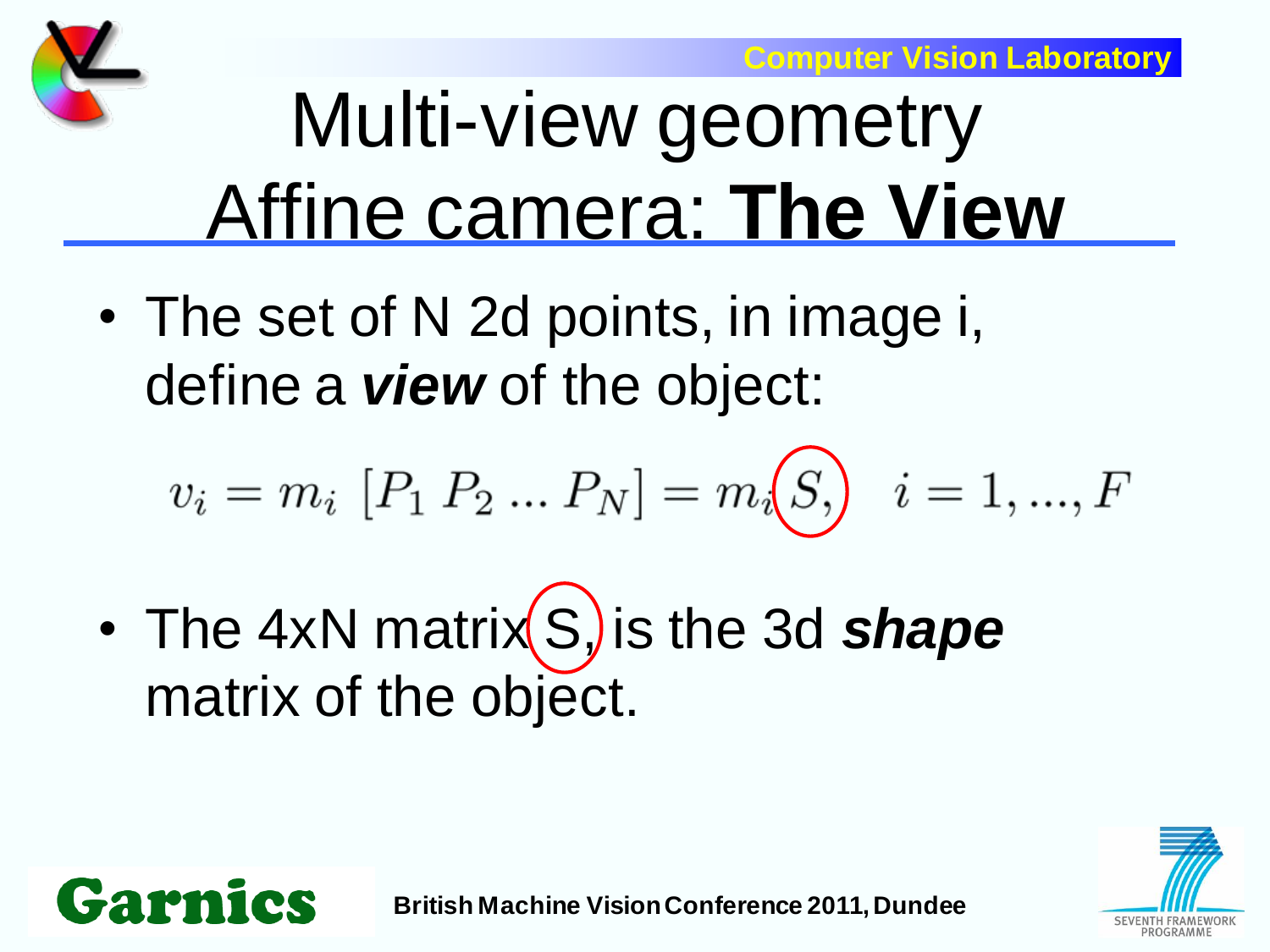# Multi-view geometry
# Affine camera: **The View**

- The set of N 2d points, in image i, define a ***view*** of the object:

$$v_i = m_i \; [P_1 \; P_2 \; ... \; P_N] = m_i S, \quad i = 1, ..., F$$

- The 4xN matrix S, is the 3d ***shape*** matrix of the object.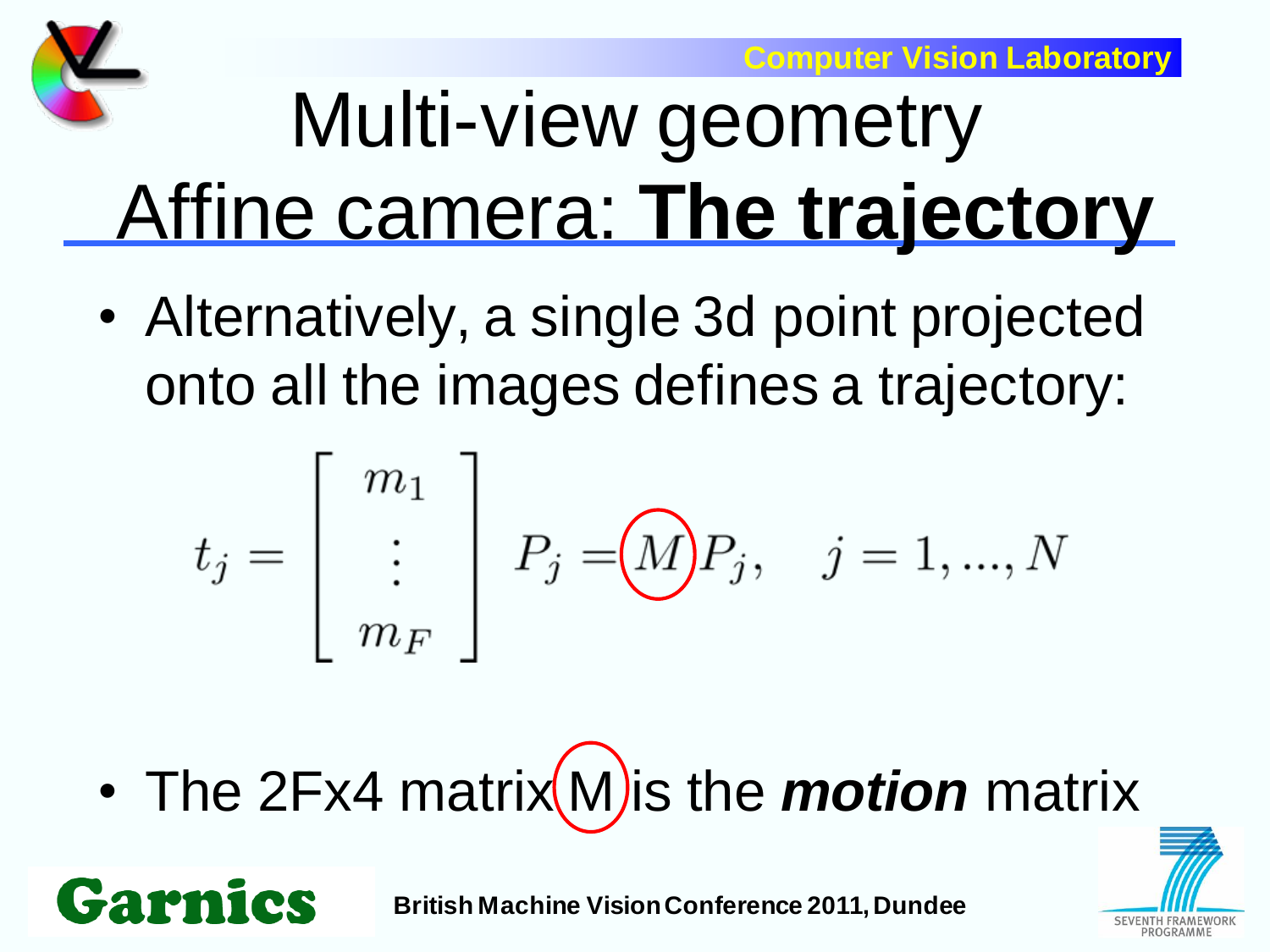# Multi-view geometry
## Affine camera: **The trajectory**

- Alternatively, a single 3d point projected onto all the images defines a trajectory:

$$t_j = \begin{bmatrix} m_1 \\ \vdots \\ m_F \end{bmatrix} P_j = M P_j, \quad j = 1, ..., N$$

- The 2Fx4 matrix M is the ***motion*** matrix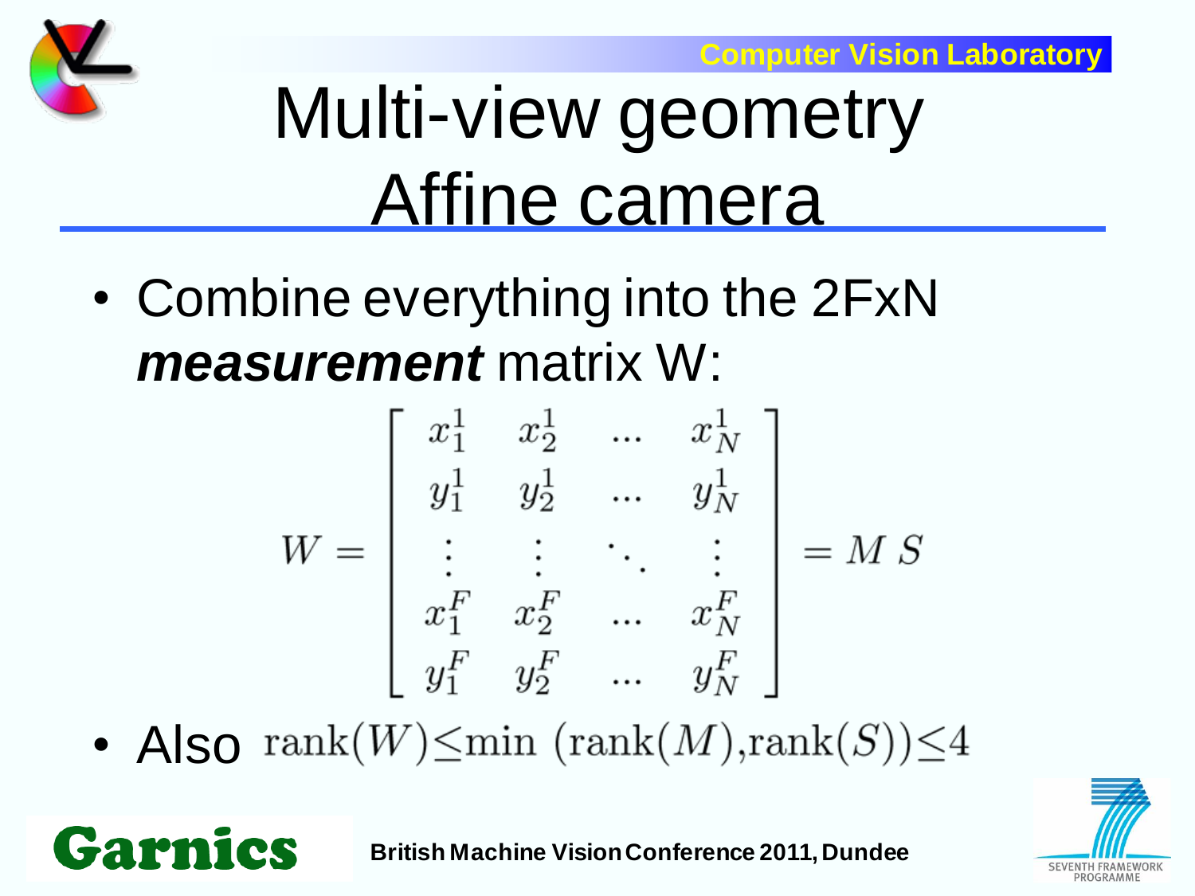# Multi-view geometry Affine camera

- Combine everything into the 2FxN ***measurement*** matrix W:

$$W = \begin{bmatrix} x_1^1 & x_2^1 & \dots & x_N^1 \\ y_1^1 & y_2^1 & \dots & y_N^1 \\ \vdots & \vdots & \ddots & \vdots \\ x_1^F & x_2^F & \dots & x_N^F \\ y_1^F & y_2^F & \dots & y_N^F \end{bmatrix} = M\ S$$

- Also $\text{rank}(W) \leq \min\ (\text{rank}(M), \text{rank}(S)) \leq 4$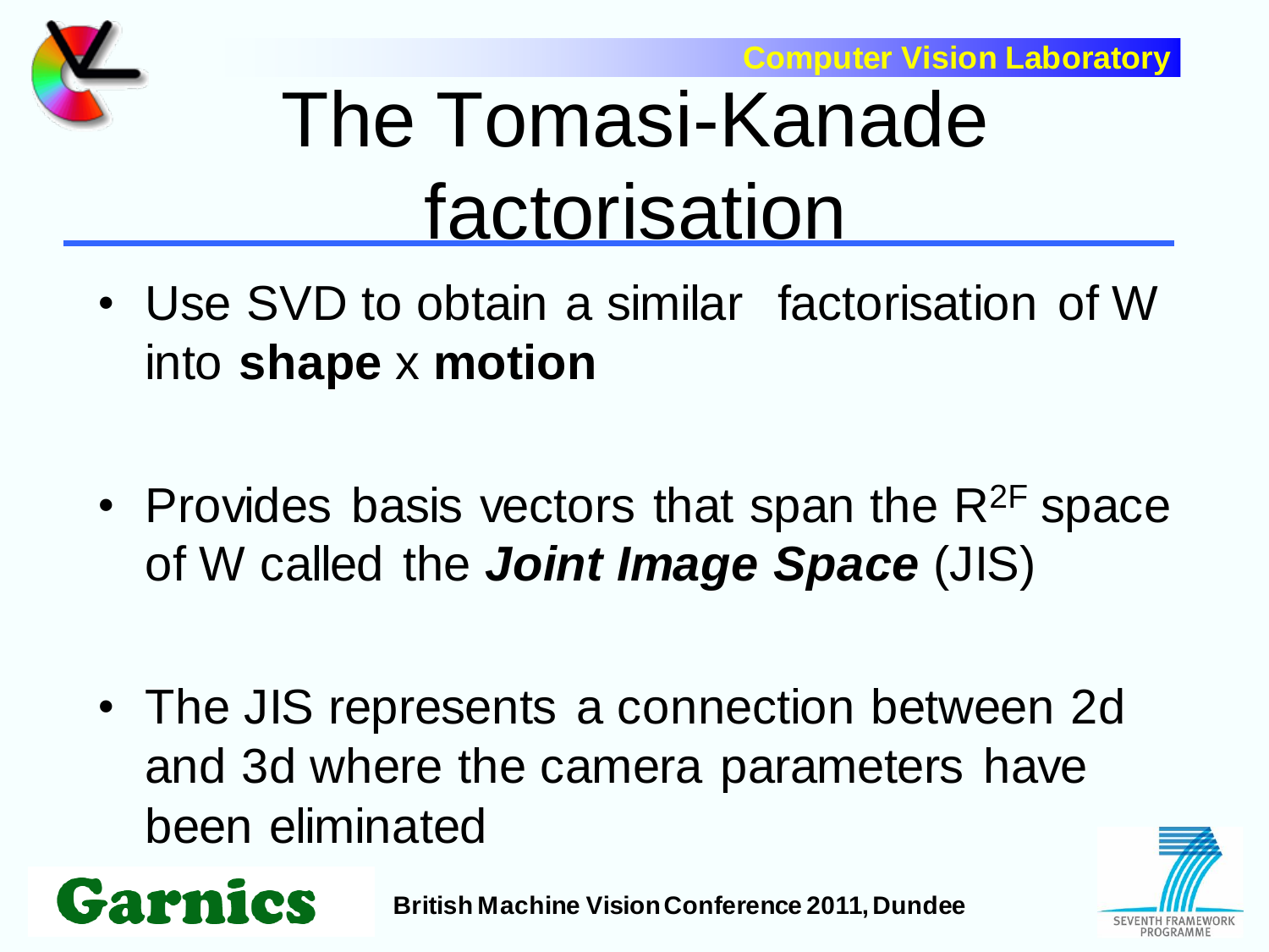# The Tomasi-Kanade factorisation

- Use SVD to obtain a similar factorisation of W into **shape** x **motion**
- Provides basis vectors that span the $R^{2F}$ space of W called the ***Joint Image Space*** (JIS)
- The JIS represents a connection between 2d and 3d where the camera parameters have been eliminated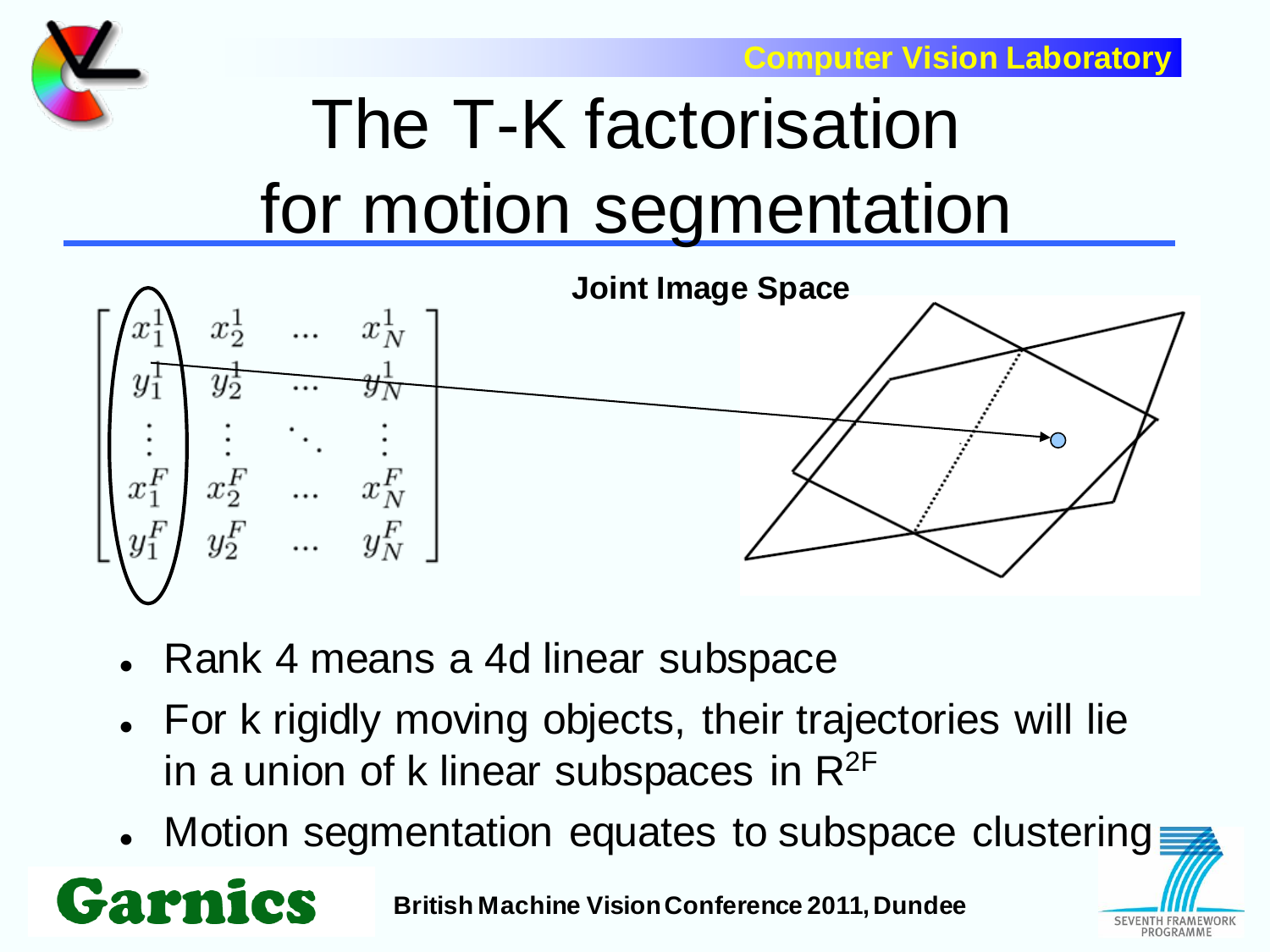# The T-K factorisation for motion segmentation

$$
\begin{bmatrix}
x_1^1 & x_2^1 & \dots & x_N^1 \\
y_1^1 & y_2^1 & \dots & y_N^1 \\
\vdots & \vdots & \ddots & \vdots \\
x_1^F & x_2^F & \dots & x_N^F \\
y_1^F & y_2^F & \dots & y_N^F
\end{bmatrix}
$$

**Joint Image Space**

- Rank 4 means a 4d linear subspace
- For k rigidly moving objects, their trajectories will lie in a union of k linear subspaces in $R^{2F}$
- Motion segmentation equates to subspace clustering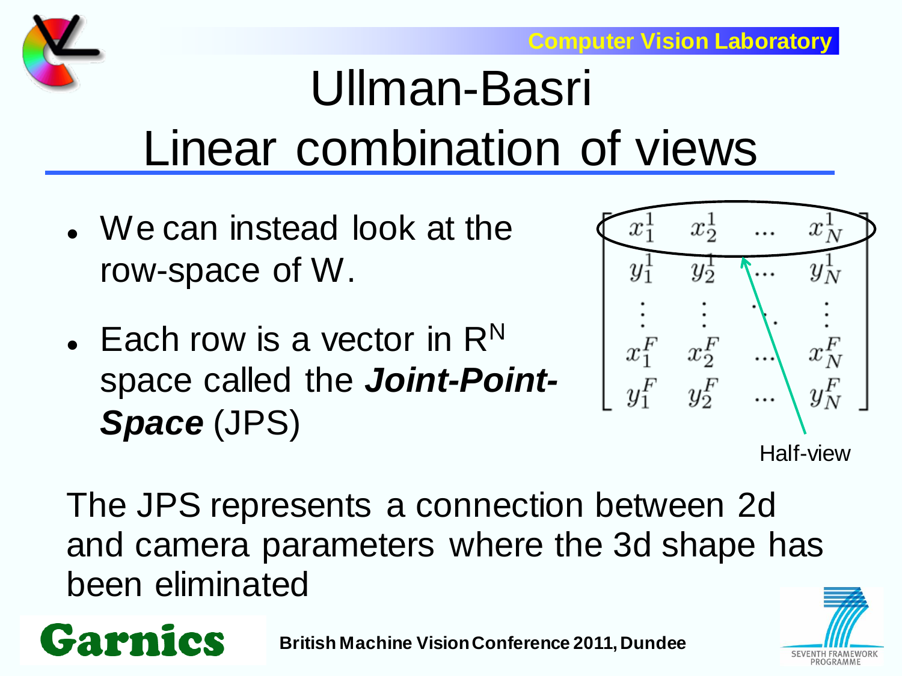# Ullman-Basri Linear combination of views

- We can instead look at the row-space of W.
- Each row is a vector in $R^N$ space called the ***Joint-Point-Space*** (JPS)

$$
\begin{bmatrix}
x_1^1 & x_2^1 & \dots & x_N^1 \\
y_1^1 & y_2^1 & \dots & y_N^1 \\
\vdots & \vdots & \ddots & \vdots \\
x_1^F & x_2^F & \dots & x_N^F \\
y_1^F & y_2^F & \dots & y_N^F
\end{bmatrix}
$$

Half-view

The JPS represents a connection between 2d and camera parameters where the 3d shape has been eliminated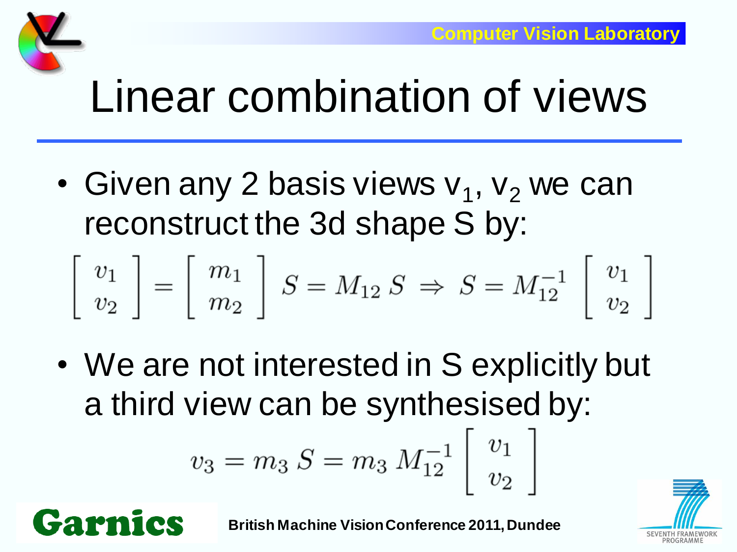# Linear combination of views

- Given any 2 basis views $v_1$, $v_2$ we can reconstruct the 3d shape S by:

$$\begin{bmatrix} v_1 \\ v_2 \end{bmatrix} = \begin{bmatrix} m_1 \\ m_2 \end{bmatrix} S = M_{12}\, S \;\Rightarrow\; S = M_{12}^{-1} \begin{bmatrix} v_1 \\ v_2 \end{bmatrix}$$

- We are not interested in S explicitly but a third view can be synthesised by:

$$v_3 = m_3\, S = m_3\, M_{12}^{-1} \begin{bmatrix} v_1 \\ v_2 \end{bmatrix}$$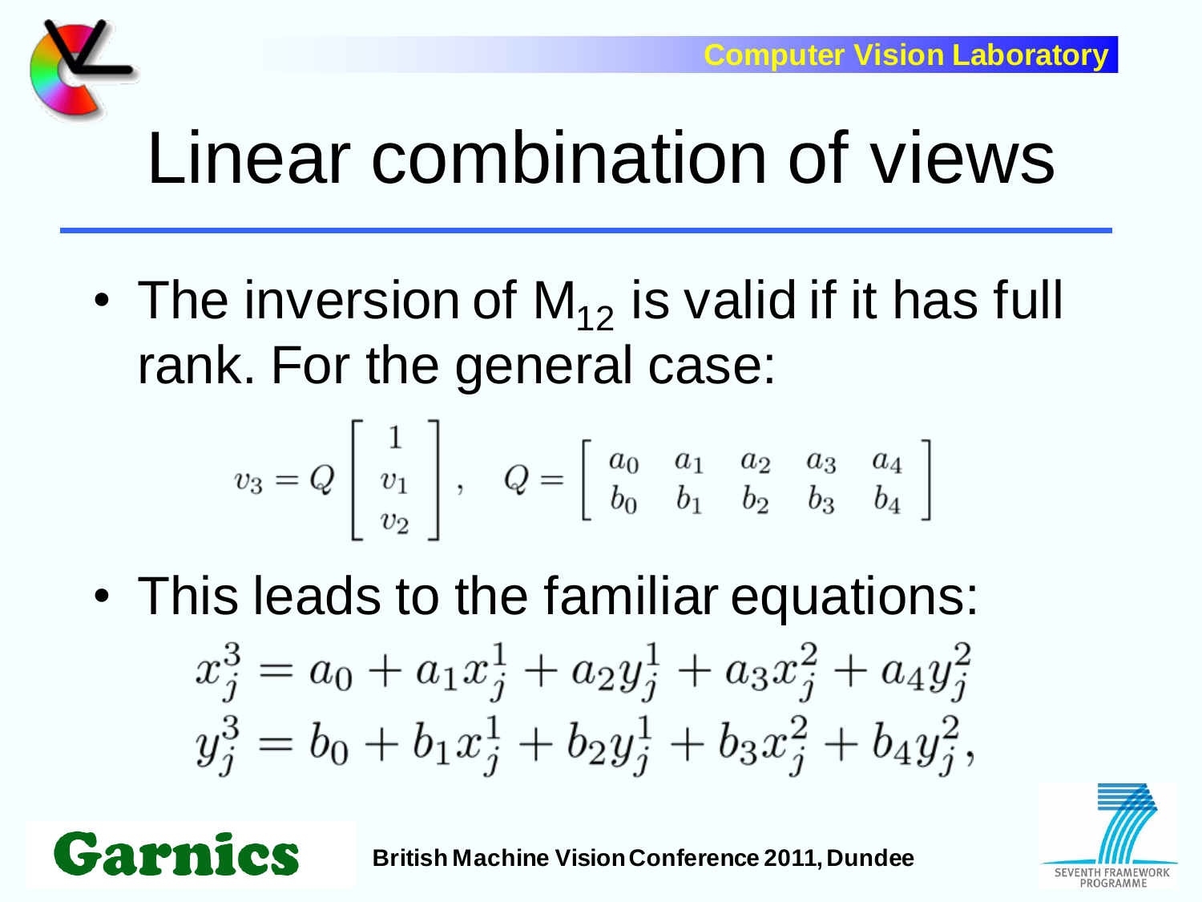# Linear combination of views

- The inversion of $M_{12}$ is valid if it has full rank. For the general case:

$$v_3 = Q \begin{bmatrix} 1 \\ v_1 \\ v_2 \end{bmatrix}, \quad Q = \begin{bmatrix} a_0 & a_1 & a_2 & a_3 & a_4 \\ b_0 & b_1 & b_2 & b_3 & b_4 \end{bmatrix}$$

- This leads to the familiar equations:

$$x_j^3 = a_0 + a_1 x_j^1 + a_2 y_j^1 + a_3 x_j^2 + a_4 y_j^2$$
$$y_j^3 = b_0 + b_1 x_j^1 + b_2 y_j^1 + b_3 x_j^2 + b_4 y_j^2,$$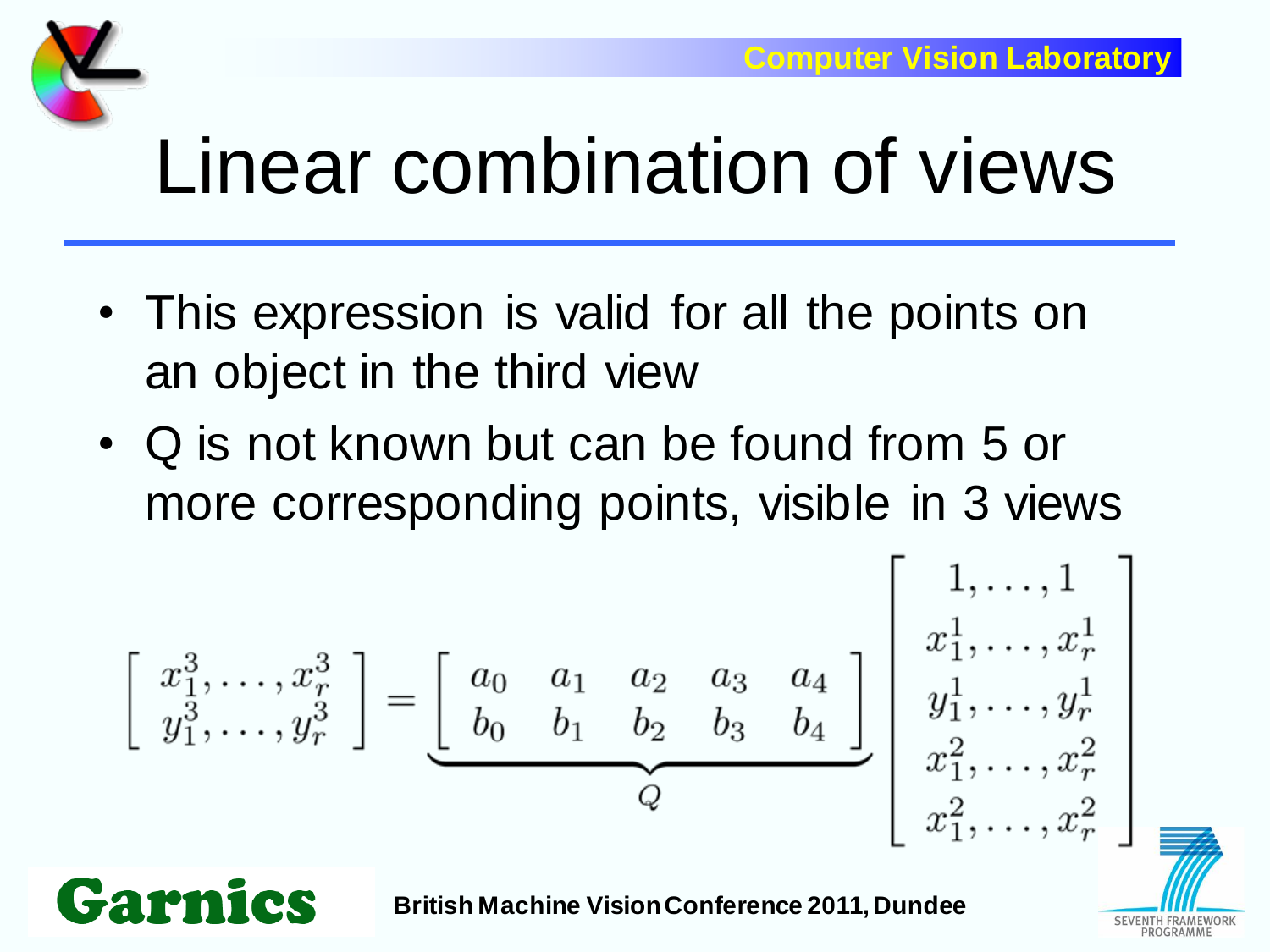# Linear combination of views

- This expression is valid for all the points on an object in the third view
- Q is not known but can be found from 5 or more corresponding points, visible in 3 views

$$\begin{bmatrix} x_1^3, \ldots, x_r^3 \\ y_1^3, \ldots, y_r^3 \end{bmatrix} = \underbrace{\begin{bmatrix} a_0 & a_1 & a_2 & a_3 & a_4 \\ b_0 & b_1 & b_2 & b_3 & b_4 \end{bmatrix}}_{Q} \begin{bmatrix} 1, \ldots, 1 \\ x_1^1, \ldots, x_r^1 \\ y_1^1, \ldots, y_r^1 \\ x_1^2, \ldots, x_r^2 \\ x_1^2, \ldots, x_r^2 \end{bmatrix}$$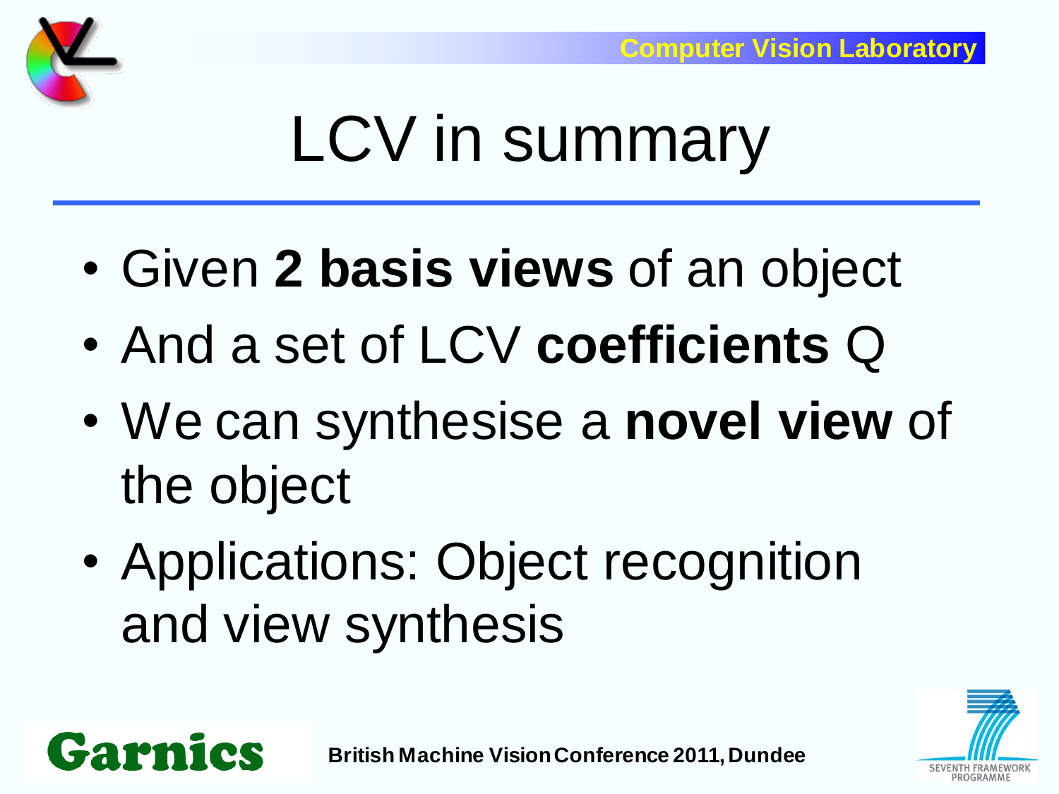# LCV in summary

- Given **2 basis views** of an object
- And a set of LCV **coefficients** Q
- We can synthesise a **novel view** of the object
- Applications: Object recognition and view synthesis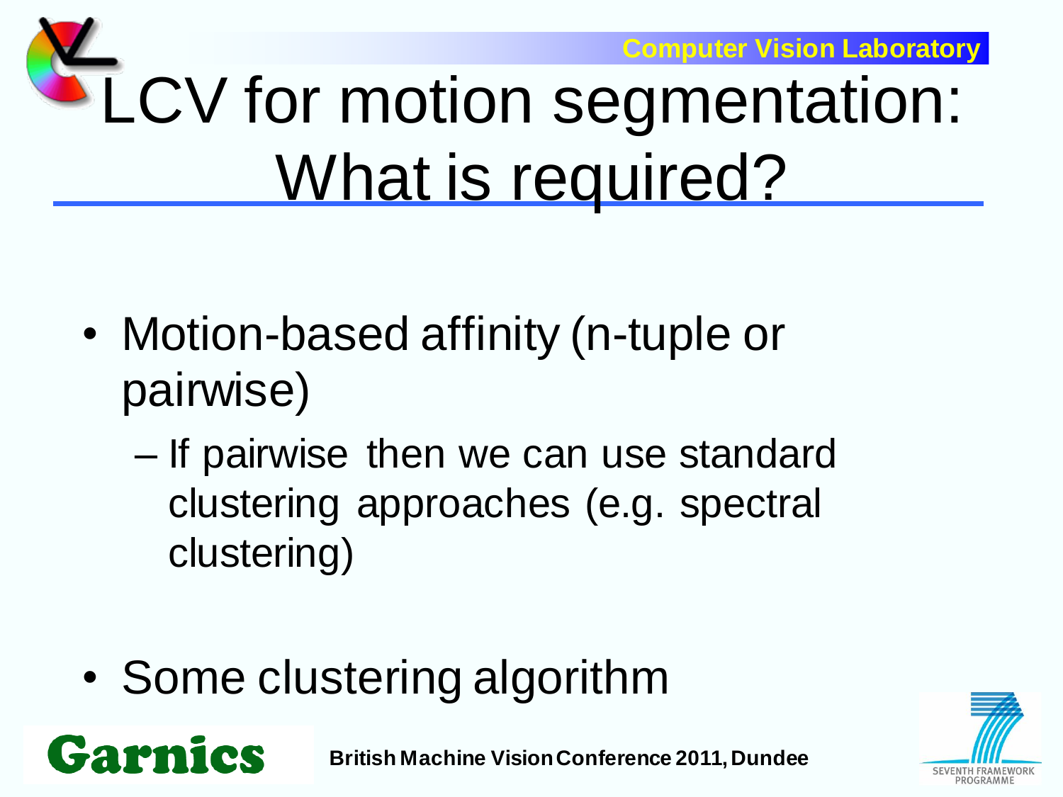# LCV for motion segmentation: What is required?

- Motion-based affinity (n-tuple or pairwise)
  - If pairwise then we can use standard clustering approaches (e.g. spectral clustering)
- Some clustering algorithm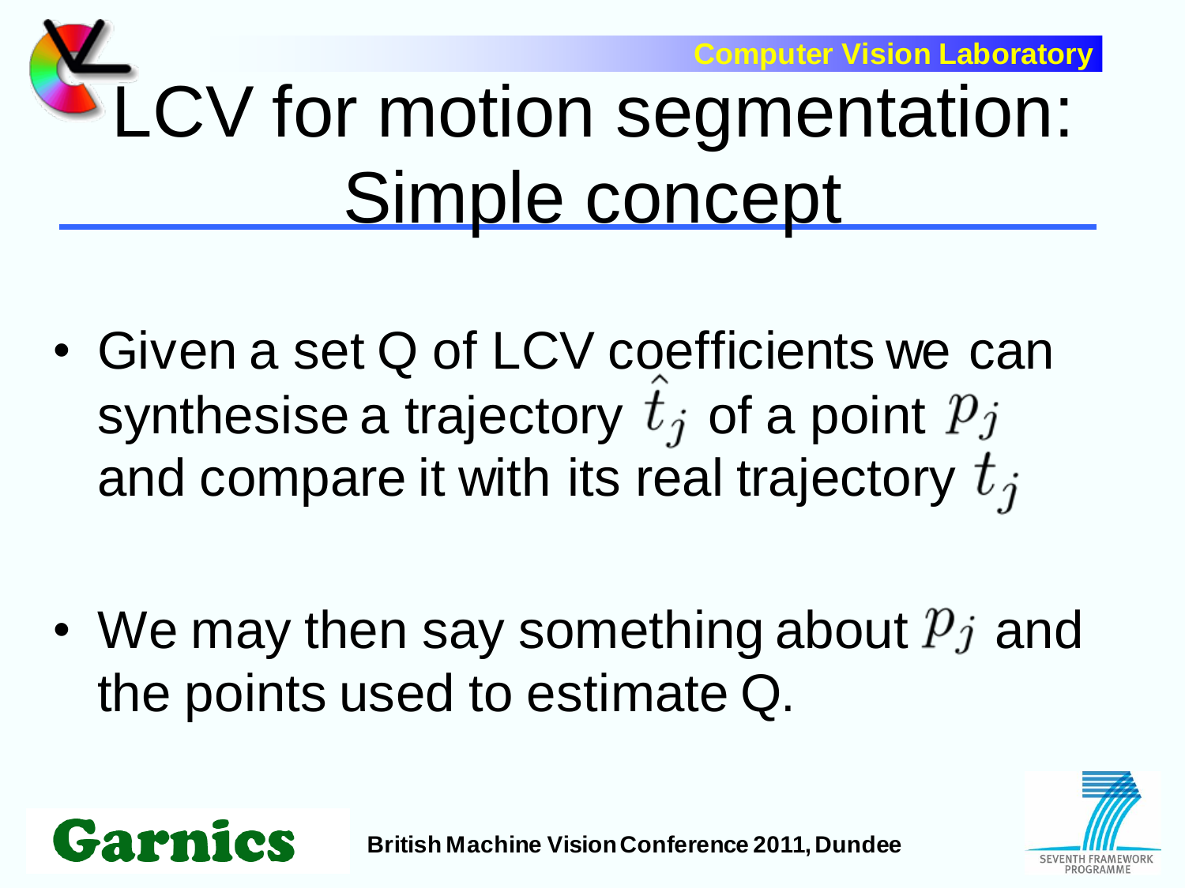# LCV for motion segmentation: Simple concept

- Given a set Q of LCV coefficients we can synthesise a trajectory $\hat{t}_j$ of a point $p_j$ and compare it with its real trajectory $t_j$

- We may then say something about $p_j$ and the points used to estimate Q.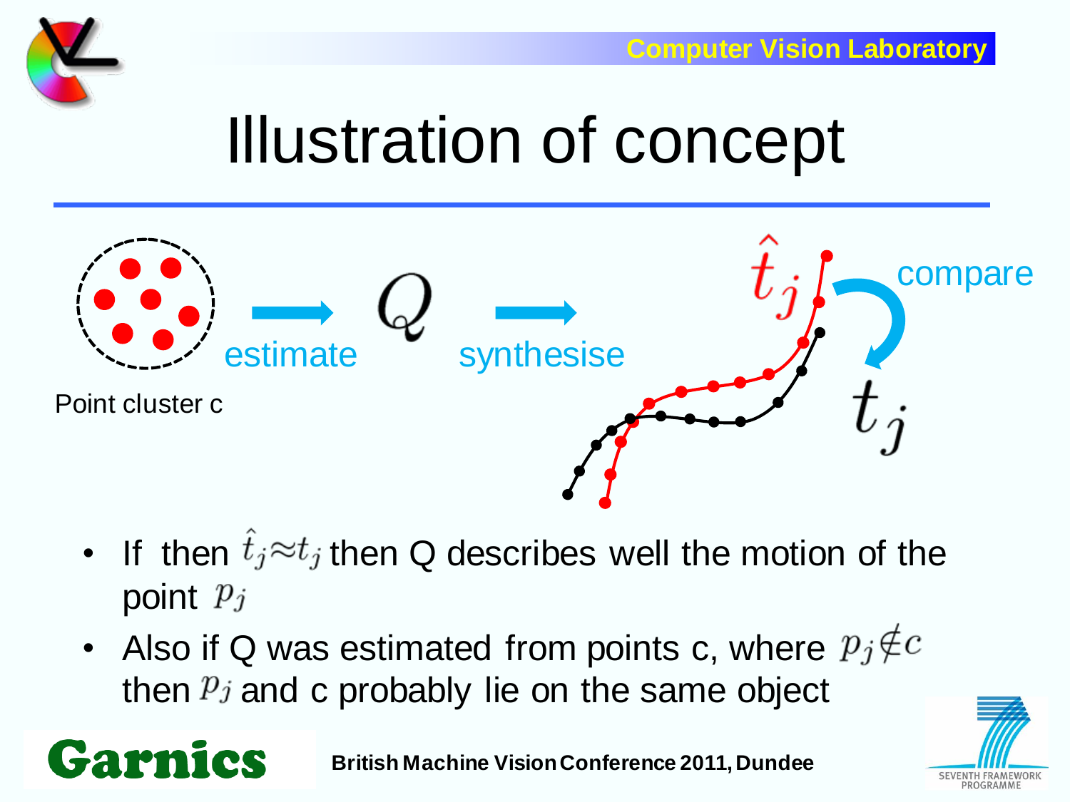# Illustration of concept

Point cluster c → estimate → $Q$ → synthesise → $\hat{t}_j$ compare $t_j$

- If then $\hat{t}_j \approx t_j$ then Q describes well the motion of the point $p_j$
- Also if Q was estimated from points c, where $p_j \notin c$ then $p_j$ and c probably lie on the same object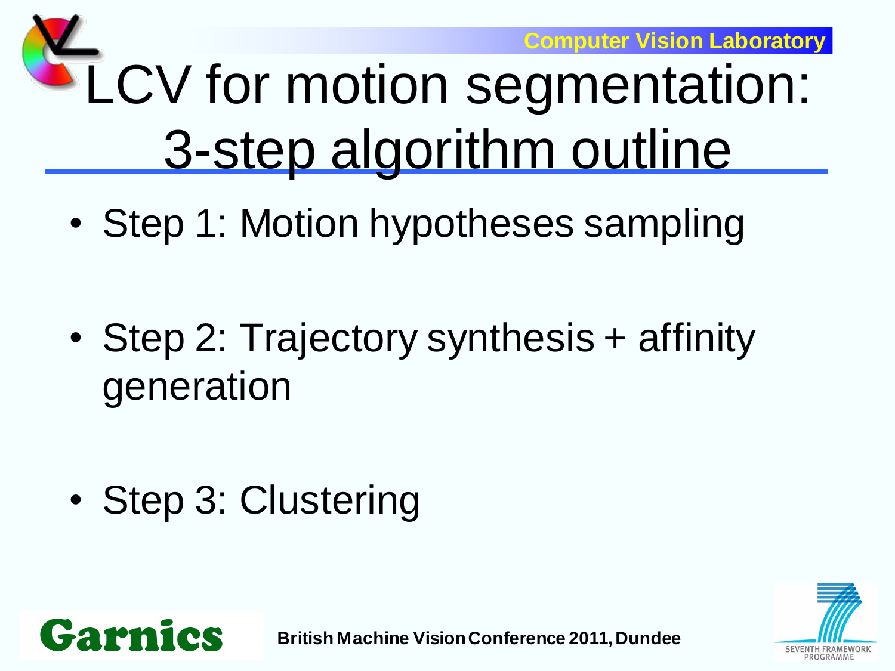# LCV for motion segmentation: 3-step algorithm outline

- Step 1: Motion hypotheses sampling
- Step 2: Trajectory synthesis + affinity generation
- Step 3: Clustering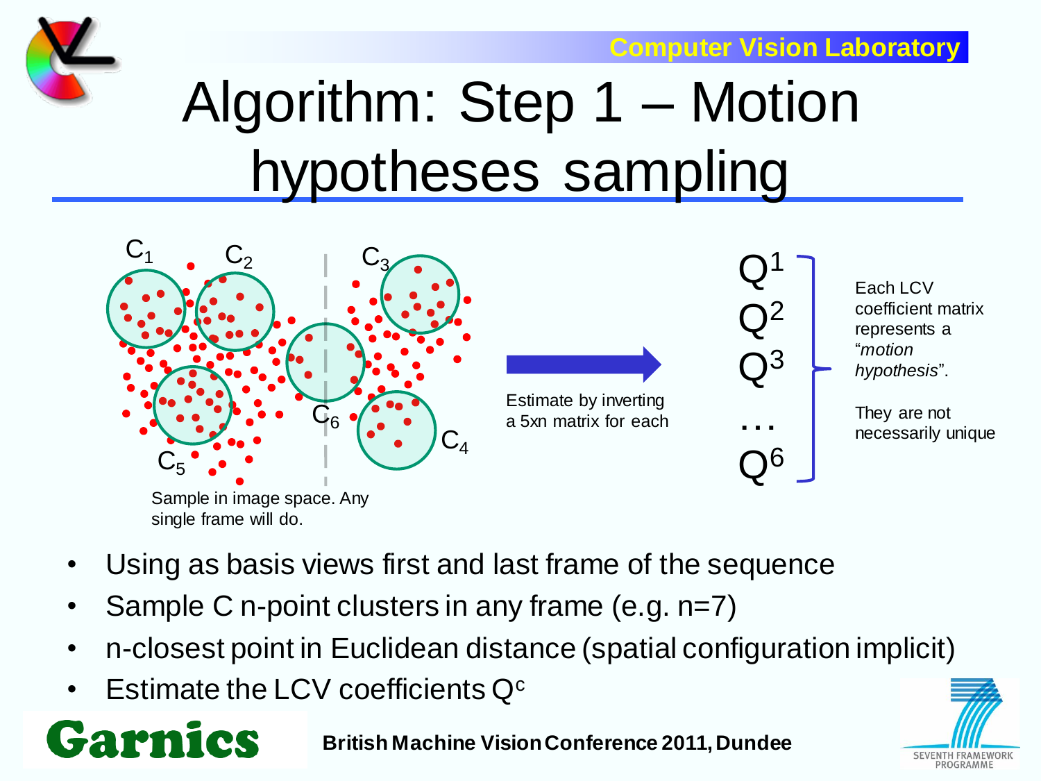# Algorithm: Step 1 – Motion hypotheses sampling

$C_1$ $C_2$ $C_3$ $C_4$ $C_5$ $C_6$

Sample in image space. Any single frame will do.

Estimate by inverting a 5xn matrix for each

$Q^1$
$Q^2$
$Q^3$
…
$Q^6$

Each LCV coefficient matrix represents a "*motion hypothesis*".

They are not necessarily unique

- Using as basis views first and last frame of the sequence
- Sample C n-point clusters in any frame (e.g. n=7)
- n-closest point in Euclidean distance (spatial configuration implicit)
- Estimate the LCV coefficients $Q^c$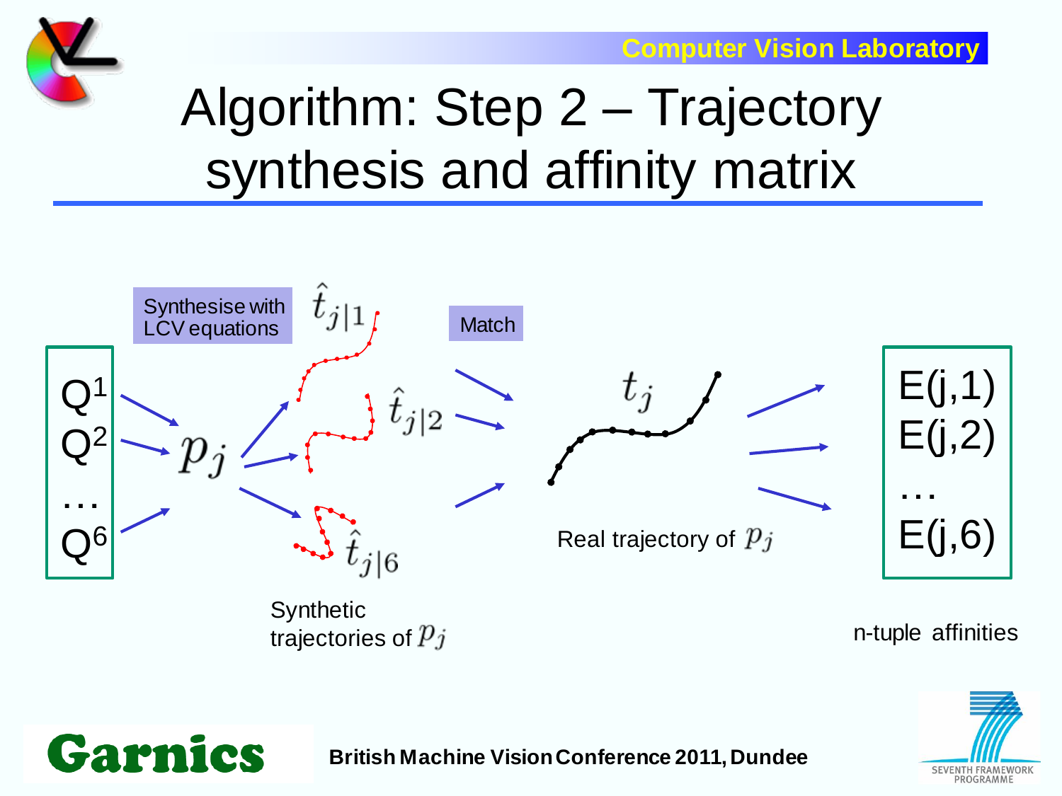# Algorithm: Step 2 – Trajectory synthesis and affinity matrix

$Q^1$
$Q^2$
…
$Q^6$

Synthesise with LCV equations

$p_j$

$\hat{t}_{j|1}$

$\hat{t}_{j|2}$

$\hat{t}_{j|6}$

Synthetic trajectories of $p_j$

Match

$t_j$

Real trajectory of $p_j$

E(j,1)
E(j,2)
…
E(j,6)

n-tuple affinities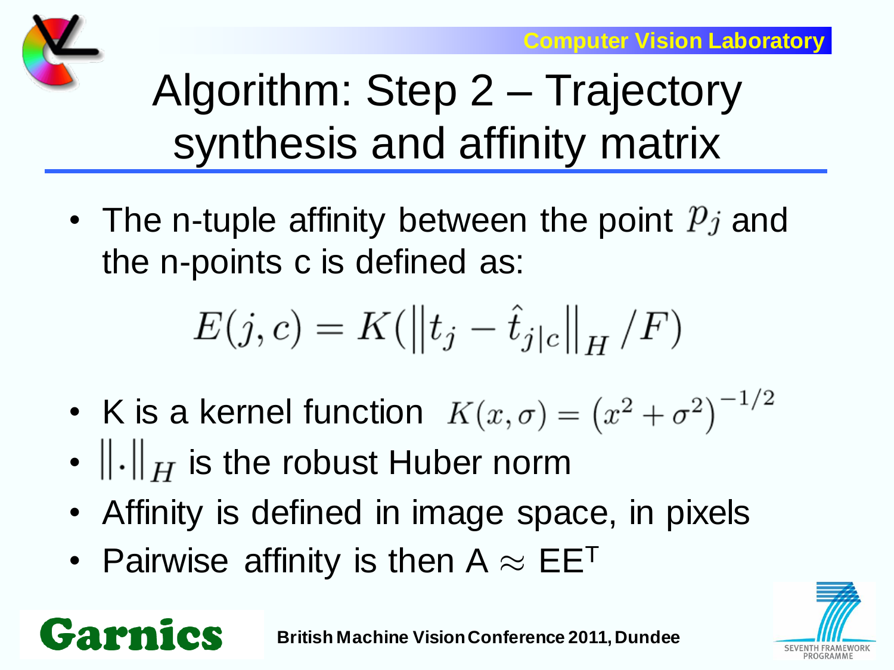# Algorithm: Step 2 – Trajectory synthesis and affinity matrix

- The n-tuple affinity between the point $p_j$ and the n-points c is defined as:

$$E(j,c) = K(\left\|t_j - \hat{t}_{j|c}\right\|_H / F)$$

- K is a kernel function $K(x,\sigma) = \left(x^2 + \sigma^2\right)^{-1/2}$
- $\left\|\cdot\right\|_H$ is the robust Huber norm
- Affinity is defined in image space, in pixels
- Pairwise affinity is then A $\approx$ EE$^T$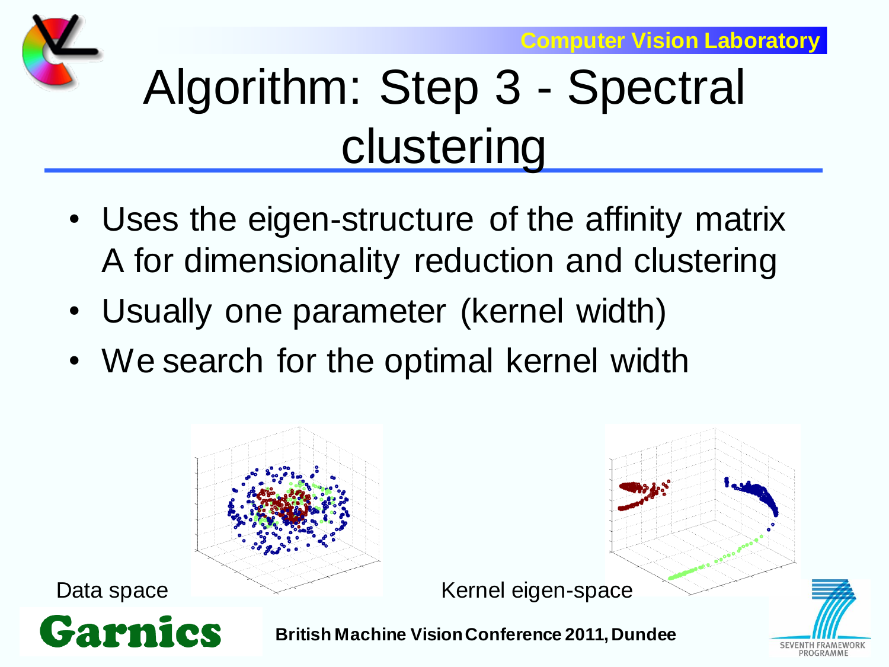# Algorithm: Step 3 - Spectral clustering

- Uses the eigen-structure of the affinity matrix A for dimensionality reduction and clustering
- Usually one parameter (kernel width)
- We search for the optimal kernel width

Data space

Kernel eigen-space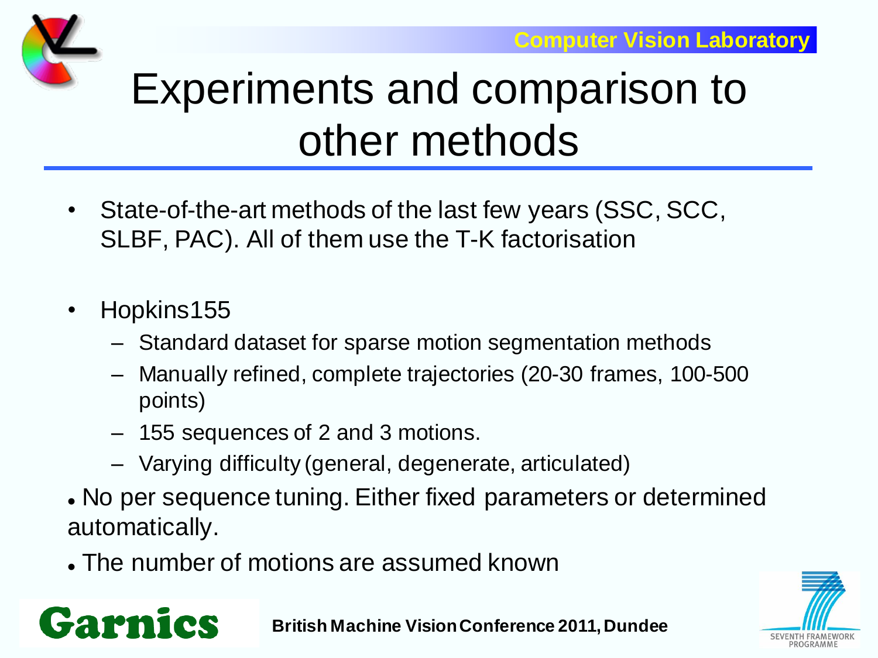# Experiments and comparison to other methods

- State-of-the-art methods of the last few years (SSC, SCC, SLBF, PAC). All of them use the T-K factorisation

- Hopkins155
  - Standard dataset for sparse motion segmentation methods
  - Manually refined, complete trajectories (20-30 frames, 100-500 points)
  - 155 sequences of 2 and 3 motions.
  - Varying difficulty (general, degenerate, articulated)

- No per sequence tuning. Either fixed parameters or determined automatically.
- The number of motions are assumed known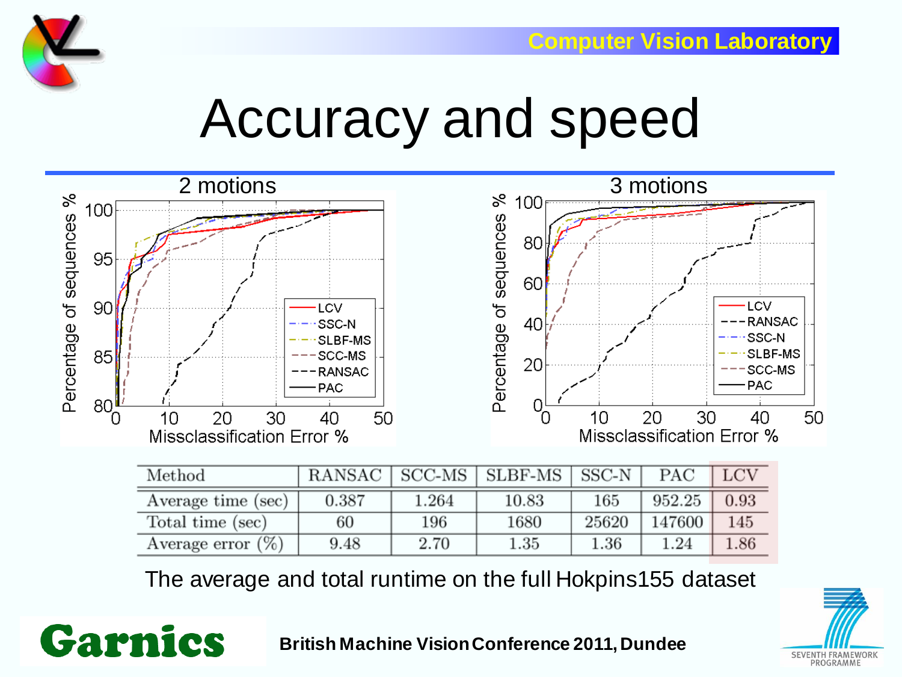# Accuracy and speed

| Method | RANSAC | SCC-MS | SLBF-MS | SSC-N | PAC | LCV |
|---|---|---|---|---|---|---|
| Average time (sec) | 0.387 | 1.264 | 10.83 | 165 | 952.25 | 0.93 |
| Total time (sec) | 60 | 196 | 1680 | 25620 | 147600 | 145 |
| Average error (%) | 9.48 | 2.70 | 1.35 | 1.36 | 1.24 | 1.86 |

The average and total runtime on the full Hokpins155 dataset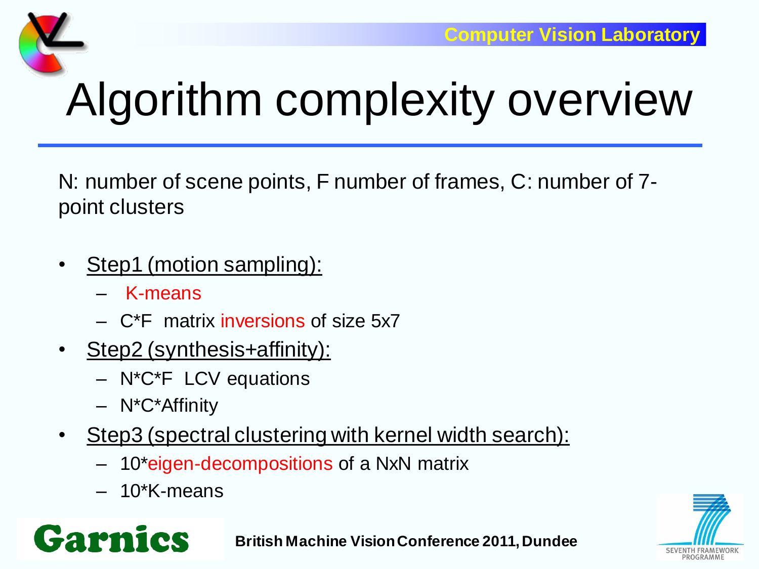# Algorithm complexity overview

N: number of scene points, F number of frames, C: number of 7-point clusters

- Step1 (motion sampling):
  - K-means
  - C*F matrix inversions of size 5x7
- Step2 (synthesis+affinity):
  - N*C*F LCV equations
  - N*C*Affinity
- Step3 (spectral clustering with kernel width search):
  - 10*eigen-decompositions of a NxN matrix
  - 10*K-means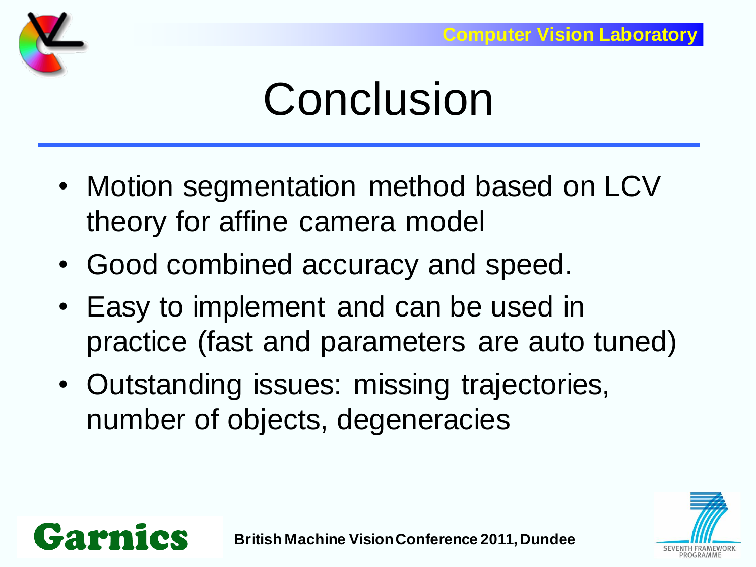# Conclusion

- Motion segmentation method based on LCV theory for affine camera model
- Good combined accuracy and speed.
- Easy to implement and can be used in practice (fast and parameters are auto tuned)
- Outstanding issues: missing trajectories, number of objects, degeneracies